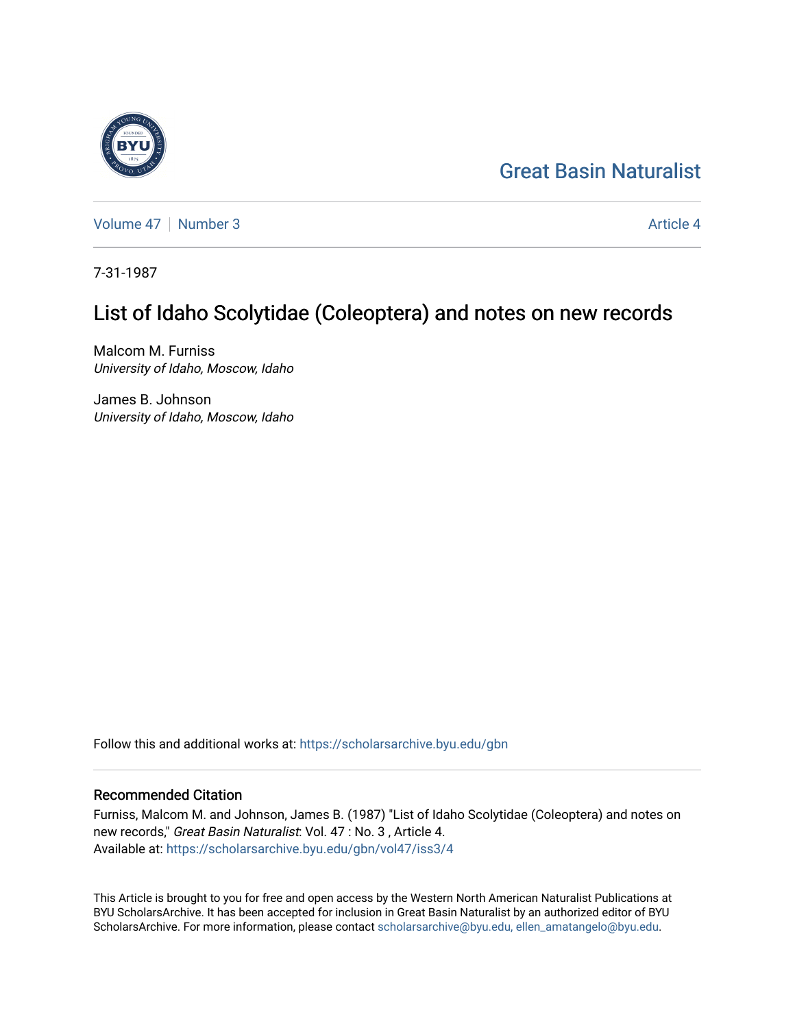# Great Basin Naturalist

Volume 47 | Number 3 Article 4

7-31-1987

## List of Idaho Scolytidae (Coleoptera) and notes on new records

Malcom M. Furniss
*University of Idaho, Moscow, Idaho*

James B. Johnson
*University of Idaho, Moscow, Idaho*

Follow this and additional works at: https://scholarsarchive.byu.edu/gbn

### Recommended Citation

Furniss, Malcom M. and Johnson, James B. (1987) "List of Idaho Scolytidae (Coleoptera) and notes on new records," *Great Basin Naturalist*: Vol. 47 : No. 3 , Article 4.
Available at: https://scholarsarchive.byu.edu/gbn/vol47/iss3/4

This Article is brought to you for free and open access by the Western North American Naturalist Publications at BYU ScholarsArchive. It has been accepted for inclusion in Great Basin Naturalist by an authorized editor of BYU ScholarsArchive. For more information, please contact scholarsarchive@byu.edu, ellen_amatangelo@byu.edu.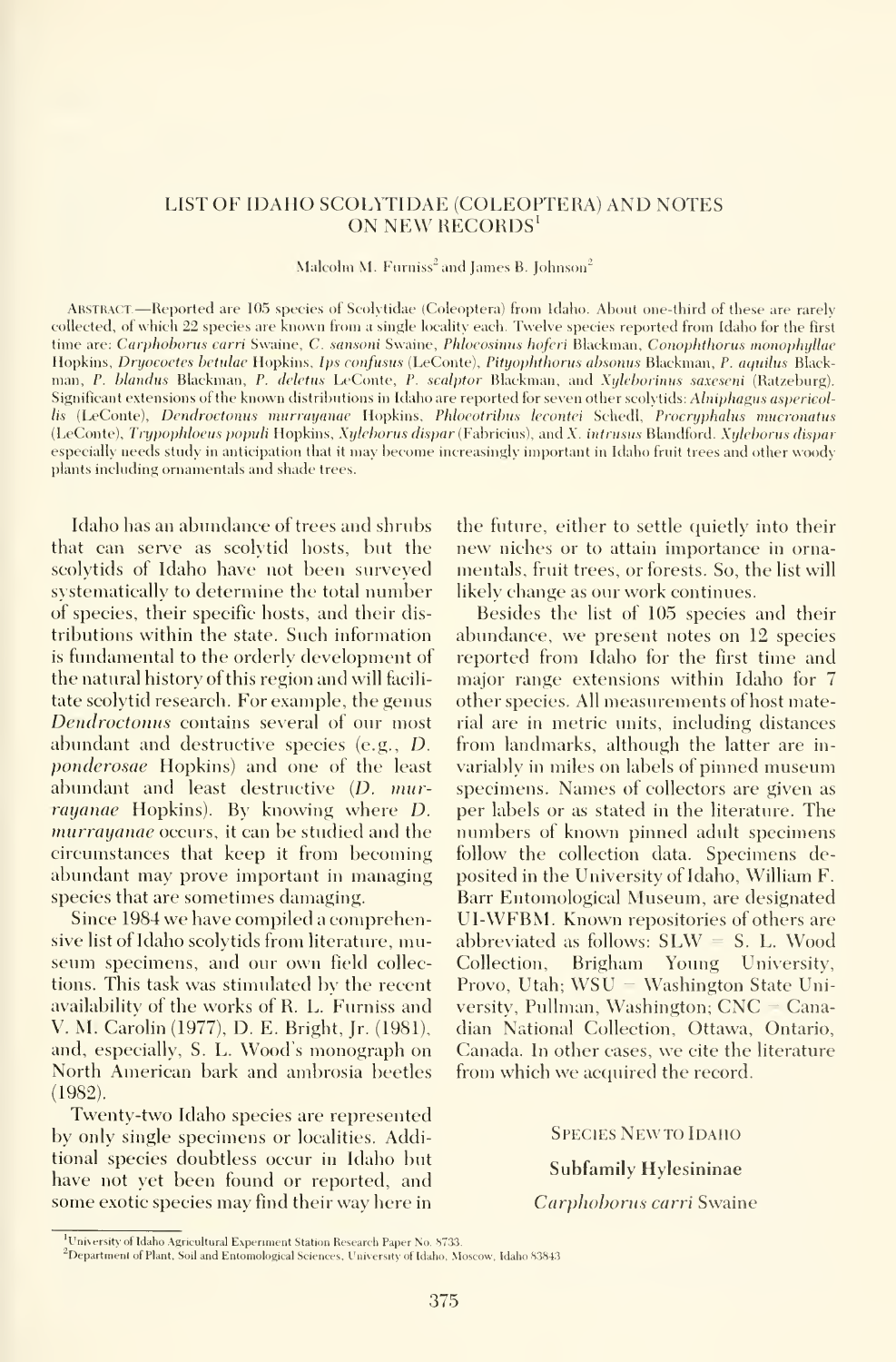# LIST OF IDAHO SCOLYTIDAE (COLEOPTERA) AND NOTES ON NEW RECORDS[1]

Malcolm M. Furniss[2] and James B. Johnson[2]

ABSTRACT.—Reported are 105 species of Scolytidae (Coleoptera) from Idaho. About one-third of these are rarely collected, of which 22 species are known from a single locality each. Twelve species reported from Idaho for the first time are: *Carphoborus carri* Swaine, *C. sansoni* Swaine, *Phloeosinus hoferi* Blackman, *Conophthorus monophyllae* Hopkins, *Dryocoetes betulae* Hopkins, *Ips confusus* (LeConte), *Pityophthorus absonus* Blackman, *P. aquilus* Blackman, *P. blandus* Blackman, *P. deletus* LeConte, *P. scalptor* Blackman, and *Xyleborinus saxeseni* (Ratzeburg). Significant extensions of the known distributions in Idaho are reported for seven other scolytids: *Alniphagus aspericollis* (LeConte), *Dendroctonus murrayanae* Hopkins, *Phloeotribus lecontei* Schedl, *Procryphalus mucronatus* (LeConte), *Trypophloeus populi* Hopkins, *Xyleborus dispar* (Fabricius), and *X. intrusus* Blandford. *Xyleborus dispar* especially needs study in anticipation that it may become increasingly important in Idaho fruit trees and other woody plants including ornamentals and shade trees.

Idaho has an abundance of trees and shrubs that can serve as scolytid hosts, but the scolytids of Idaho have not been surveyed systematically to determine the total number of species, their specific hosts, and their distributions within the state. Such information is fundamental to the orderly development of the natural history of this region and will facilitate scolytid research. For example, the genus *Dendroctonus* contains several of our most abundant and destructive species (e.g., *D. ponderosae* Hopkins) and one of the least abundant and least destructive (*D. murrayanae* Hopkins). By knowing where *D. murrayanae* occurs, it can be studied and the circumstances that keep it from becoming abundant may prove important in managing species that are sometimes damaging.

Since 1984 we have compiled a comprehensive list of Idaho scolytids from literature, museum specimens, and our own field collections. This task was stimulated by the recent availability of the works of R. L. Furniss and V. M. Carolin (1977), D. E. Bright, Jr. (1981), and, especially, S. L. Wood's monograph on North American bark and ambrosia beetles (1982).

Twenty-two Idaho species are represented by only single specimens or localities. Additional species doubtless occur in Idaho but have not yet been found or reported, and some exotic species may find their way here in the future, either to settle quietly into their new niches or to attain importance in ornamentals, fruit trees, or forests. So, the list will likely change as our work continues.

Besides the list of 105 species and their abundance, we present notes on 12 species reported from Idaho for the first time and major range extensions within Idaho for 7 other species. All measurements of host material are in metric units, including distances from landmarks, although the latter are invariably in miles on labels of pinned museum specimens. Names of collectors are given as per labels or as stated in the literature. The numbers of known pinned adult specimens follow the collection data. Specimens deposited in the University of Idaho, William F. Barr Entomological Museum, are designated UI-WFBM. Known repositories of others are abbreviated as follows: SLW = S. L. Wood Collection, Brigham Young University, Provo, Utah; WSU = Washington State University, Pullman, Washington; CNC = Canadian National Collection, Ottawa, Ontario, Canada. In other cases, we cite the literature from which we acquired the record.

## SPECIES NEW TO IDAHO

### Subfamily Hylesininae

*Carphoborus carri* Swaine

[1] University of Idaho Agricultural Experiment Station Research Paper No. 8733.

[2] Department of Plant, Soil and Entomological Sciences, University of Idaho, Moscow, Idaho 83843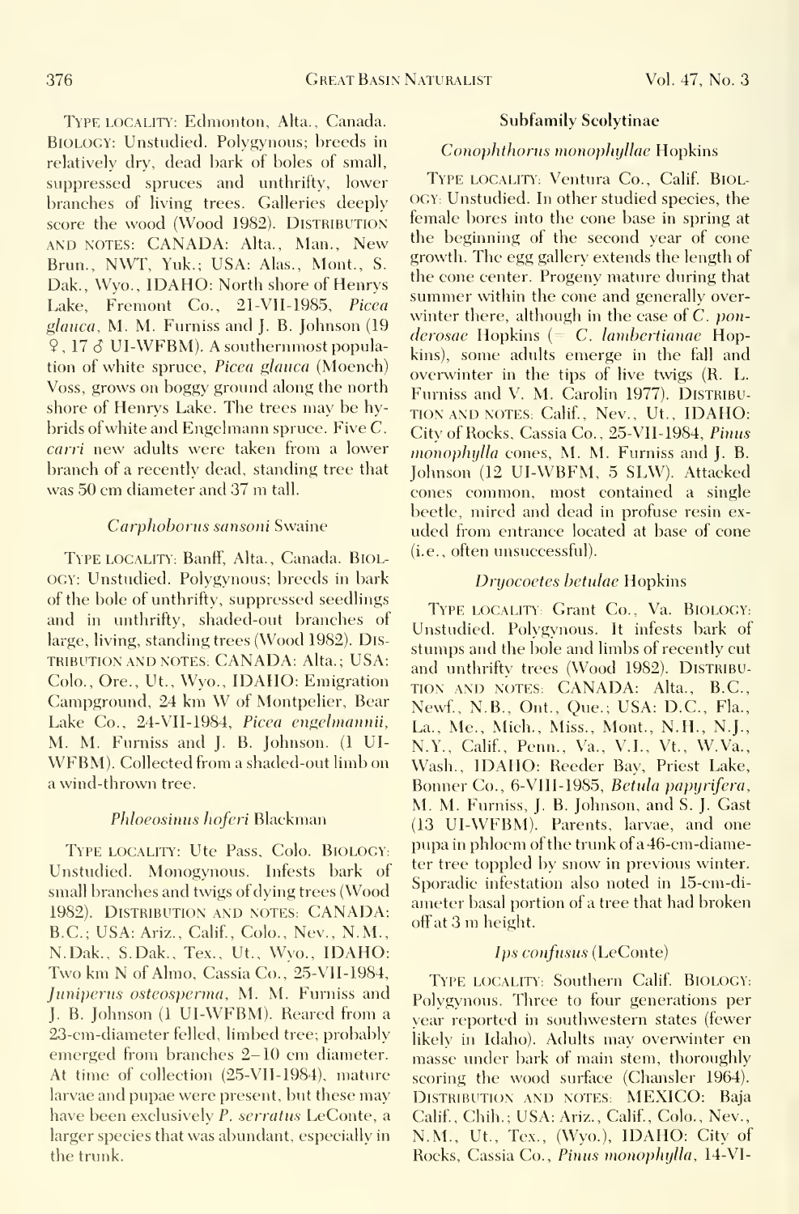TYPE LOCALITY: Edmonton, Alta., Canada. BIOLOGY: Unstudied. Polygynous; breeds in relatively dry, dead bark of boles of small, suppressed spruces and unthrifty, lower branches of living trees. Galleries deeply score the wood (Wood 1982). DISTRIBUTION AND NOTES: CANADA: Alta., Man., New Brun., NWT, Yuk.; USA: Alas., Mont., S. Dak., Wyo., IDAHO: North shore of Henrys Lake, Fremont Co., 21-VII-1985, *Picea glauca*, M. M. Furniss and J. B. Johnson (19 ♀, 17 ♂ UI-WFBM). A southernmost population of white spruce, *Picea glauca* (Moench) Voss, grows on boggy ground along the north shore of Henrys Lake. The trees may be hybrids of white and Engelmann spruce. Five *C. carri* new adults were taken from a lower branch of a recently dead, standing tree that was 50 cm diameter and 37 m tall.

### *Carphoborus sansoni* Swaine

TYPE LOCALITY: Banff, Alta., Canada. BIOLOGY: Unstudied. Polygynous; breeds in bark of the bole of unthrifty, suppressed seedlings and in unthrifty, shaded-out branches of large, living, standing trees (Wood 1982). DISTRIBUTION AND NOTES: CANADA: Alta.; USA: Colo., Ore., Ut., Wyo., IDAHO: Emigration Campground, 24 km W of Montpelier, Bear Lake Co., 24-VII-1984, *Picea engelmannii*, M. M. Furniss and J. B. Johnson. (1 UI-WFBM). Collected from a shaded-out limb on a wind-thrown tree.

### *Phloeosinus hoferi* Blackman

TYPE LOCALITY: Ute Pass, Colo. BIOLOGY: Unstudied. Monogynous. Infests bark of small branches and twigs of dying trees (Wood 1982). DISTRIBUTION AND NOTES: CANADA: B.C.; USA: Ariz., Calif., Colo., Nev., N.M., N.Dak., S.Dak., Tex., Ut., Wyo., IDAHO: Two km N of Almo, Cassia Co., 25-VII-1984, *Juniperus osteosperma*, M. M. Furniss and J. B. Johnson (1 UI-WFBM). Reared from a 23-cm-diameter felled, limbed tree; probably emerged from branches 2–10 cm diameter. At time of collection (25-VII-1984), mature larvae and pupae were present, but these may have been exclusively *P. serratus* LeConte, a larger species that was abundant, especially in the trunk.

## Subfamily Scolytinae

### *Conophthorus monophyllae* Hopkins

TYPE LOCALITY: Ventura Co., Calif. BIOLOGY: Unstudied. In other studied species, the female bores into the cone base in spring at the beginning of the second year of cone growth. The egg gallery extends the length of the cone center. Progeny mature during that summer within the cone and generally overwinter there, although in the case of *C. ponderosae* Hopkins (= *C. lambertianae* Hopkins), some adults emerge in the fall and overwinter in the tips of live twigs (R. L. Furniss and V. M. Carolin 1977). DISTRIBUTION AND NOTES: Calif., Nev., Ut., IDAHO: City of Rocks, Cassia Co., 25-VII-1984, *Pinus monophylla* cones, M. M. Furniss and J. B. Johnson (12 UI-WBFM, 5 SLW). Attacked cones common, most contained a single beetle, mired and dead in profuse resin exuded from entrance located at base of cone (i.e., often unsuccessful).

### *Dryocoetes betulae* Hopkins

TYPE LOCALITY: Grant Co., Va. BIOLOGY: Unstudied. Polygynous. It infests bark of stumps and the bole and limbs of recently cut and unthrifty trees (Wood 1982). DISTRIBUTION AND NOTES: CANADA: Alta., B.C., Newf., N.B., Ont., Que.; USA: D.C., Fla., La., Me., Mich., Miss., Mont., N.H., N.J., N.Y., Calif., Penn., Va., V.I., Vt., W.Va., Wash., IDAHO: Reeder Bay, Priest Lake, Bonner Co., 6-VIII-1985, *Betula papyrifera*, M. M. Furniss, J. B. Johnson, and S. J. Gast (13 UI-WFBM). Parents, larvae, and one pupa in phloem of the trunk of a 46-cm-diameter tree toppled by snow in previous winter. Sporadic infestation also noted in 15-cm-diameter basal portion of a tree that had broken off at 3 m height.

### *Ips confusus* (LeConte)

TYPE LOCALITY: Southern Calif. BIOLOGY: Polygynous. Three to four generations per year reported in southwestern states (fewer likely in Idaho). Adults may overwinter en masse under bark of main stem, thoroughly scoring the wood surface (Chansler 1964). DISTRIBUTION AND NOTES: MEXICO: Baja Calif., Chih.; USA: Ariz., Calif., Colo., Nev., N.M., Ut., Tex., (Wyo.), IDAHO: City of Rocks, Cassia Co., *Pinus monophylla*, 14-VI-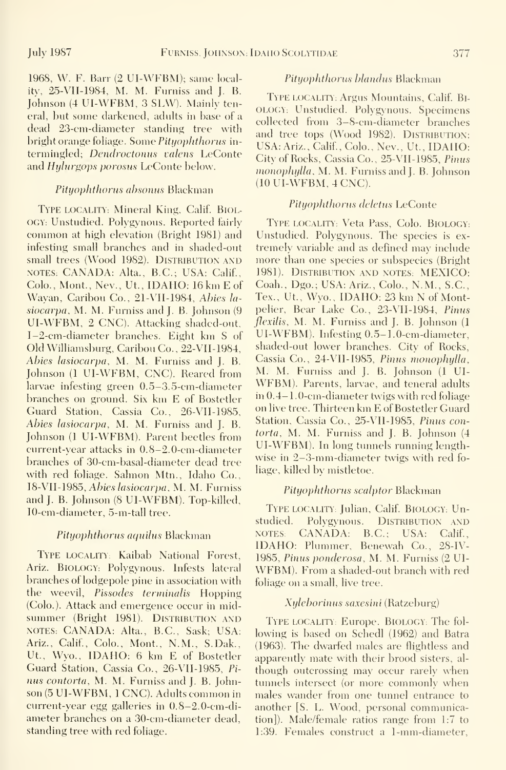1968, W. F. Barr (2 UI-WFBM); same locality, 25-VII-1984, M. M. Furniss and J. B. Johnson (4 UI-WFBM, 3 SLW). Mainly teneral, but some darkened, adults in base of a dead 23-cm-diameter standing tree with bright orange foliage. Some *Pityophthorus* intermingled; *Dendroctonus valens* LeConte and *Hylurgops porosus* LeConte below.

### *Pityophthorus absonus* Blackman

Type locality: Mineral King, Calif. Biology: Unstudied. Polygynous. Reported fairly common at high elevation (Bright 1981) and infesting small branches and in shaded-out small trees (Wood 1982). Distribution and notes: CANADA: Alta., B.C.; USA: Calif., Colo., Mont., Nev., Ut., IDAHO: 16 km E of Wayan, Caribou Co., 21-VII-1984, *Abies lasiocarpa*, M. M. Furniss and J. B. Johnson (9 UI-WFBM, 2 CNC). Attacking shaded-out, 1–2-cm-diameter branches. Eight km S of Old Williamsburg, Caribou Co., 22-VII-1984, *Abies lasiocarpa*, M. M. Furniss and J. B. Johnson (1 UI-WFBM, CNC). Reared from larvae infesting green 0.5–3.5-cm-diameter branches on ground. Six km E of Bostetler Guard Station, Cassia Co., 26-VII-1985, *Abies lasiocarpa*, M. M. Furniss and J. B. Johnson (1 UI-WFBM). Parent beetles from current-year attacks in 0.8–2.0-cm-diameter branches of 30-cm-basal-diameter dead tree with red foliage. Salmon Mtn., Idaho Co., 18-VII-1985, *Abies lasiocarpa*, M. M. Furniss and J. B. Johnson (8 UI-WFBM). Top-killed, 10-cm-diameter, 5-m-tall tree.

### *Pityophthorus aquilus* Blackman

Type locality: Kaibab National Forest, Ariz. Biology: Polygynous. Infests lateral branches of lodgepole pine in association with the weevil, *Pissodes terminalis* Hopping (Colo.). Attack and emergence occur in midsummer (Bright 1981). Distribution and notes: CANADA: Alta., B.C., Sask; USA: Ariz., Calif., Colo., Mont., N.M., S.Dak., Ut., Wyo., IDAHO: 6 km E of Bostetler Guard Station, Cassia Co., 26-VII-1985, *Pinus contorta*, M. M. Furniss and J. B. Johnson (5 UI-WFBM, 1 CNC). Adults common in current-year egg galleries in 0.8–2.0-cm-diameter branches on a 30-cm-diameter dead, standing tree with red foliage.

### *Pityophthorus blandus* Blackman

Type locality: Argus Mountains, Calif. Biology: Unstudied. Polygynous. Specimens collected from 3–8-cm-diameter branches and tree tops (Wood 1982). Distribution: USA: Ariz., Calif., Colo., Nev., Ut., IDAHO: City of Rocks, Cassia Co., 25-VII-1985, *Pinus monophylla*, M. M. Furniss and J. B. Johnson (10 UI-WFBM, 4 CNC).

### *Pityophthorus deletus* LeConte

Type locality: Veta Pass, Colo. Biology: Unstudied. Polygynous. The species is extremely variable and as defined may include more than one species or subspecies (Bright 1981). Distribution and notes: MEXICO: Coah., Dgo.; USA: Ariz., Colo., N.M., S.C., Tex., Ut., Wyo., IDAHO: 23 km N of Montpelier, Bear Lake Co., 23-VII-1984, *Pinus flexilis*, M. M. Furniss and J. B. Johnson (1 UI-WFBM). Infesting 0.5–1.0-cm-diameter, shaded-out lower branches. City of Rocks, Cassia Co., 24-VII-1985, *Pinus monophylla*, M. M. Furniss and J. B. Johnson (1 UI-WFBM). Parents, larvae, and teneral adults in 0.4–1.0-cm-diameter twigs with red foliage on live tree. Thirteen km E of Bostetler Guard Station, Cassia Co., 25-VII-1985, *Pinus contorta*, M. M. Furniss and J. B. Johnson (4 UI-WFBM). In long tunnels running lengthwise in 2–3-mm-diameter twigs with red foliage, killed by mistletoe.

### *Pityophthorus scalptor* Blackman

Type locality: Julian, Calif. Biology: Unstudied. Polygynous. Distribution and notes: CANADA: B.C.; USA: Calif., IDAHO: Plummer, Benewah Co., 28-IV-1985, *Pinus ponderosa*, M. M. Furniss (2 UI-WFBM). From a shaded-out branch with red foliage on a small, live tree.

### *Xyleborinus saxesini* (Ratzeburg)

Type locality: Europe. Biology: The following is based on Schedl (1962) and Batra (1963). The dwarfed males are flightless and apparently mate with their brood sisters, although outcrossing may occur rarely when tunnels intersect (or more commonly when males wander from one tunnel entrance to another [S. L. Wood, personal communication]). Male/female ratios range from 1:7 to 1:39. Females construct a 1-mm-diameter,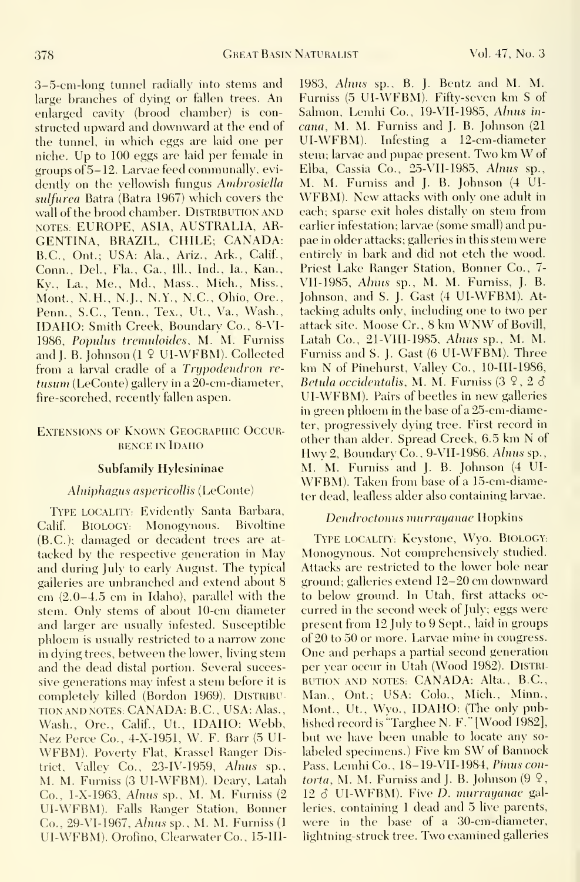3–5-cm-long tunnel radially into stems and large branches of dying or fallen trees. An enlarged cavity (brood chamber) is constructed upward and downward at the end of the tunnel, in which eggs are laid one per niche. Up to 100 eggs are laid per female in groups of 5–12. Larvae feed communally, evidently on the yellowish fungus *Ambrosiella sulfurea* Batra (Batra 1967) which covers the wall of the brood chamber. DISTRIBUTION AND NOTES: EUROPE, ASIA, AUSTRALIA, ARGENTINA, BRAZIL, CHILE; CANADA: B.C., Ont.; USA: Ala., Ariz., Ark., Calif., Conn., Del., Fla., Ga., Ill., Ind., Ia., Kan., Ky., La., Me., Md., Mass., Mich., Miss., Mont., N.H., N.J., N.Y., N.C., Ohio, Ore., Penn., S.C., Tenn., Tex., Ut., Va., Wash., IDAHO: Smith Creek, Boundary Co., 8-VI-1986, *Populus tremuloides*, M. M. Furniss and J. B. Johnson (1 ♀ UI-WFBM). Collected from a larval cradle of a *Trypodendron retusum* (LeConte) gallery in a 20-cm-diameter, fire-scorched, recently fallen aspen.

## Extensions of Known Geographic Occurrence in Idaho

### Subfamily Hylesininae

#### *Alniphagus aspericollis* (LeConte)

TYPE LOCALITY: Evidently Santa Barbara, Calif. BIOLOGY: Monogynous. Bivoltine (B.C.); damaged or decadent trees are attacked by the respective generation in May and during July to early August. The typical galleries are unbranched and extend about 8 cm (2.0–4.5 cm in Idaho), parallel with the stem. Only stems of about 10-cm diameter and larger are usually infested. Susceptible phloem is usually restricted to a narrow zone in dying trees, between the lower, living stem and the dead distal portion. Several successive generations may infest a stem before it is completely killed (Bordon 1969). DISTRIBUTION AND NOTES: CANADA: B.C., USA: Alas., Wash., Ore., Calif., Ut., IDAHO: Webb, Nez Perce Co., 4-X-1951, W. F. Barr (5 UI-WFBM). Poverty Flat, Krassel Ranger District, Valley Co., 23-IV-1959, *Alnus* sp., M. M. Furniss (3 UI-WFBM). Deary, Latah Co., 1-X-1963, *Alnus* sp., M. M. Furniss (2 UI-WFBM). Falls Ranger Station, Bonner Co., 29-VI-1967, *Alnus* sp., M. M. Furniss (1 UI-WFBM). Orofino, Clearwater Co., 15-III-1983, *Alnus* sp., B. J. Bentz and M. M. Furniss (5 UI-WFBM). Fifty-seven km S of Salmon, Lemhi Co., 19-VII-1985, *Alnus incana*, M. M. Furniss and J. B. Johnson (21 UI-WFBM). Infesting a 12-cm-diameter stem; larvae and pupae present. Two km W of Elba, Cassia Co., 25-VII-1985, *Alnus* sp., M. M. Furniss and J. B. Johnson (4 UI-WFBM). New attacks with only one adult in each; sparse exit holes distally on stem from earlier infestation; larvae (some small) and pupae in older attacks; galleries in this stem were entirely in bark and did not etch the wood. Priest Lake Ranger Station, Bonner Co., 7-VII-1985, *Alnus* sp., M. M. Furniss, J. B. Johnson, and S. J. Gast (4 UI-WFBM). Attacking adults only, including one to two per attack site. Moose Cr., 8 km WNW of Bovill, Latah Co., 21-VIII-1985, *Alnus* sp., M. M. Furniss and S. J. Gast (6 UI-WFBM). Three km N of Pinehurst, Valley Co., 10-III-1986, *Betula occidentalis*, M. M. Furniss (3 ♀, 2 ♂ UI-WFBM). Pairs of beetles in new galleries in green phloem in the base of a 25-cm-diameter, progressively dying tree. First record in other than alder. Spread Creek, 6.5 km N of Hwy 2, Boundary Co., 9-VII-1986, *Alnus* sp., M. M. Furniss and J. B. Johnson (4 UI-WFBM). Taken from base of a 15-cm-diameter dead, leafless alder also containing larvae.

#### *Dendroctonus murrayanae* Hopkins

TYPE LOCALITY: Keystone, Wyo. BIOLOGY: Monogynous. Not comprehensively studied. Attacks are restricted to the lower bole near ground; galleries extend 12–20 cm downward to below ground. In Utah, first attacks occurred in the second week of July; eggs were present from 12 July to 9 Sept., laid in groups of 20 to 50 or more. Larvae mine in congress. One and perhaps a partial second generation per year occur in Utah (Wood 1982). DISTRIBUTION AND NOTES: CANADA: Alta., B.C., Man., Ont.; USA: Colo., Mich., Minn., Mont., Ut., Wyo., IDAHO: (The only published record is "Targhee N. F." [Wood 1982], but we have been unable to locate any so-labeled specimens.) Five km SW of Bannock Pass, Lemhi Co., 18–19-VII-1984, *Pinus contorta*, M. M. Furniss and J. B. Johnson (9 ♀, 12 ♂ UI-WFBM). Five *D. murrayanae* galleries, containing 1 dead and 5 live parents, were in the base of a 30-cm-diameter, lightning-struck tree. Two examined galleries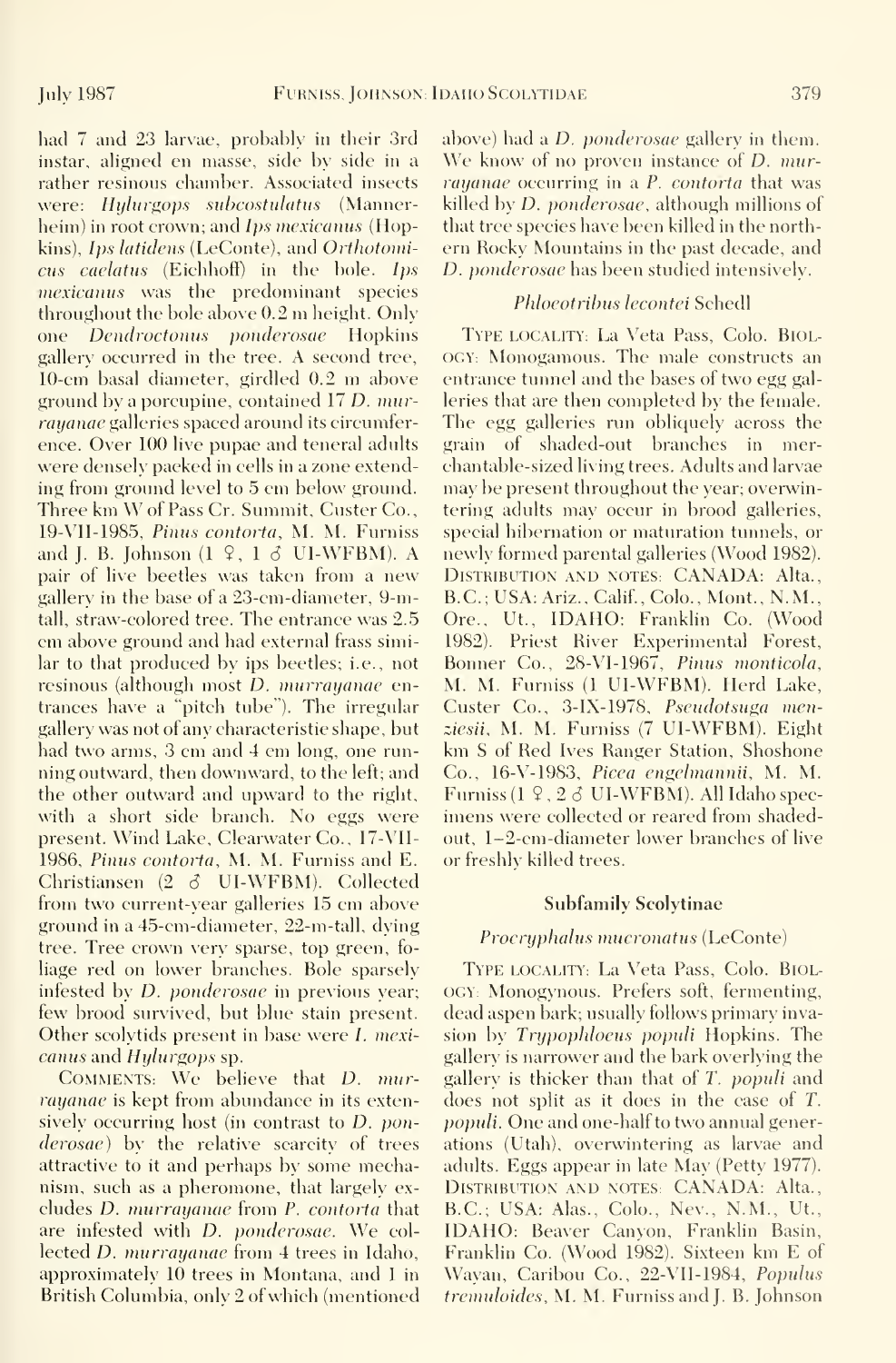had 7 and 23 larvae, probably in their 3rd instar, aligned en masse, side by side in a rather resinous chamber. Associated insects were: *Hylurgops subcostulatus* (Mannerheim) in root crown; and *Ips mexicanus* (Hopkins), *Ips latidens* (LeConte), and *Orthotomicus caelatus* (Eichhoff) in the bole. *Ips mexicanus* was the predominant species throughout the bole above 0.2 m height. Only one *Dendroctonus ponderosae* Hopkins gallery occurred in the tree. A second tree, 10-cm basal diameter, girdled 0.2 m above ground by a porcupine, contained 17 *D. murrayanae* galleries spaced around its circumference. Over 100 live pupae and teneral adults were densely packed in cells in a zone extending from ground level to 5 cm below ground. Three km W of Pass Cr. Summit, Custer Co., 19-VII-1985, *Pinus contorta*, M. M. Furniss and J. B. Johnson (1 ♀, 1 ♂ UI-WFBM). A pair of live beetles was taken from a new gallery in the base of a 23-cm-diameter, 9-m-tall, straw-colored tree. The entrance was 2.5 cm above ground and had external frass similar to that produced by ips beetles; i.e., not resinous (although most *D. murrayanae* entrances have a "pitch tube"). The irregular gallery was not of any characteristic shape, but had two arms, 3 cm and 4 cm long, one running outward, then downward, to the left; and the other outward and upward to the right, with a short side branch. No eggs were present. Wind Lake, Clearwater Co., 17-VII-1986, *Pinus contorta*, M. M. Furniss and E. Christiansen (2 ♂ UI-WFBM). Collected from two current-year galleries 15 cm above ground in a 45-cm-diameter, 22-m-tall, dying tree. Tree crown very sparse, top green, foliage red on lower branches. Bole sparsely infested by *D. ponderosae* in previous year; few brood survived, but blue stain present. Other scolytids present in base were *I. mexicanus* and *Hylurgops* sp.

Comments: We believe that *D. murrayanae* is kept from abundance in its extensively occurring host (in contrast to *D. ponderosae*) by the relative scarcity of trees attractive to it and perhaps by some mechanism, such as a pheromone, that largely excludes *D. murrayanae* from *P. contorta* that are infested with *D. ponderosae*. We collected *D. murrayanae* from 4 trees in Idaho, approximately 10 trees in Montana, and 1 in British Columbia, only 2 of which (mentioned above) had a *D. ponderosae* gallery in them. We know of no proven instance of *D. murrayanae* occurring in a *P. contorta* that was killed by *D. ponderosae*, although millions of that tree species have been killed in the northern Rocky Mountains in the past decade, and *D. ponderosae* has been studied intensively.

### *Phloeotribus lecontei* Schedl

Type locality: La Veta Pass, Colo. Biology: Monogamous. The male constructs an entrance tunnel and the bases of two egg galleries that are then completed by the female. The egg galleries run obliquely across the grain of shaded-out branches in merchantable-sized living trees. Adults and larvae may be present throughout the year; overwintering adults may occur in brood galleries, special hibernation or maturation tunnels, or newly formed parental galleries (Wood 1982). Distribution and notes: CANADA: Alta., B.C.; USA: Ariz., Calif., Colo., Mont., N.M., Ore., Ut., IDAHO: Franklin Co. (Wood 1982). Priest River Experimental Forest, Bonner Co., 28-VI-1967, *Pinus monticola*, M. M. Furniss (1 UI-WFBM). Herd Lake, Custer Co., 3-IX-1978, *Pseudotsuga menziesii*, M. M. Furniss (7 UI-WFBM). Eight km S of Red Ives Ranger Station, Shoshone Co., 16-V-1983, *Picea engelmannii*, M. M. Furniss (1 ♀, 2 ♂ UI-WFBM). All Idaho specimens were collected or reared from shaded-out, 1–2-cm-diameter lower branches of live or freshly killed trees.

## Subfamily Scolytinae

### *Procryphalus mucronatus* (LeConte)

Type locality: La Veta Pass, Colo. Biology: Monogynous. Prefers soft, fermenting, dead aspen bark; usually follows primary invasion by *Trypophloeus populi* Hopkins. The gallery is narrower and the bark overlying the gallery is thicker than that of *T. populi* and does not split as it does in the case of *T. populi*. One and one-half to two annual generations (Utah), overwintering as larvae and adults. Eggs appear in late May (Petty 1977). Distribution and notes: CANADA: Alta., B.C.; USA: Alas., Colo., Nev., N.M., Ut., IDAHO: Beaver Canyon, Franklin Basin, Franklin Co. (Wood 1982). Sixteen km E of Wayan, Caribou Co., 22-VII-1984, *Populus tremuloides*, M. M. Furniss and J. B. Johnson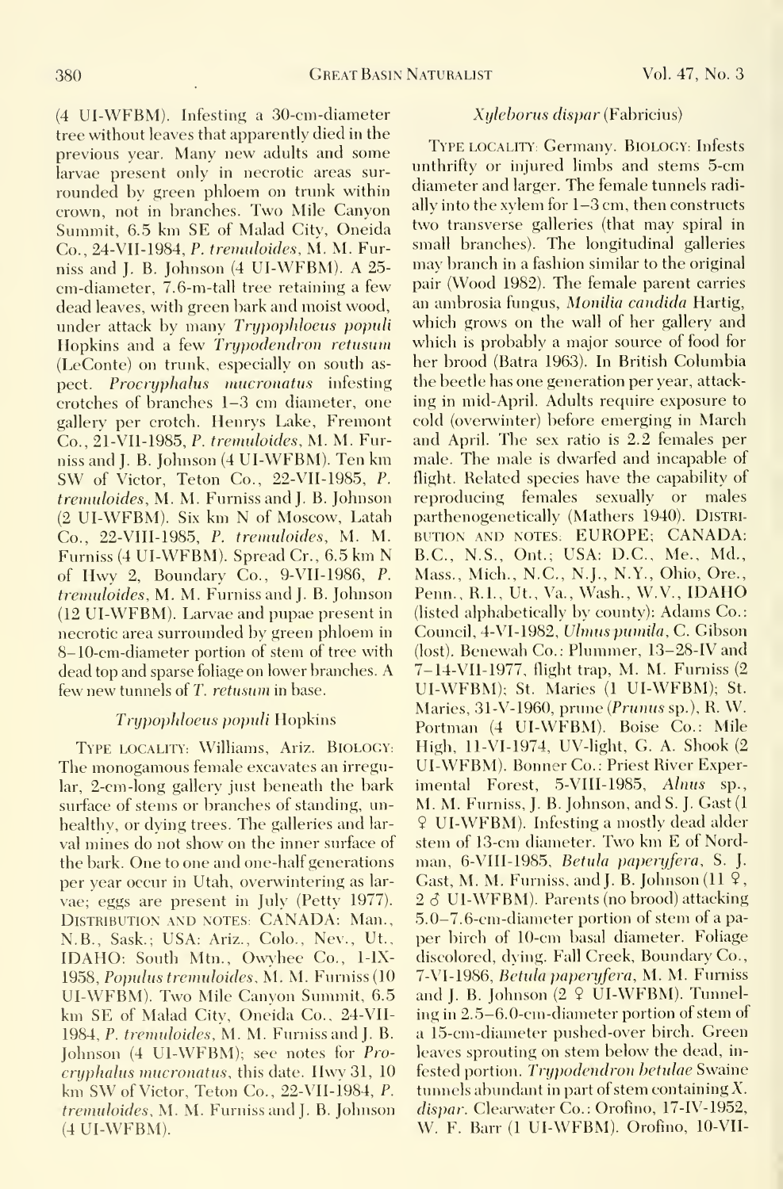(4 UI-WFBM). Infesting a 30-cm-diameter tree without leaves that apparently died in the previous year. Many new adults and some larvae present only in necrotic areas surrounded by green phloem on trunk within crown, not in branches. Two Mile Canyon Summit, 6.5 km SE of Malad City, Oneida Co., 24-VII-1984, *P. tremuloides*, M. M. Furniss and J. B. Johnson (4 UI-WFBM). A 25-cm-diameter, 7.6-m-tall tree retaining a few dead leaves, with green bark and moist wood, under attack by many *Trypophloeus populi* Hopkins and a few *Trypodendron retusum* (LeConte) on trunk, especially on south aspect. *Procryphalus mucronatus* infesting crotches of branches 1–3 cm diameter, one gallery per crotch. Henrys Lake, Fremont Co., 21-VII-1985, *P. tremuloides*, M. M. Furniss and J. B. Johnson (4 UI-WFBM). Ten km SW of Victor, Teton Co., 22-VII-1985, *P. tremuloides*, M. M. Furniss and J. B. Johnson (2 UI-WFBM). Six km N of Moscow, Latah Co., 22-VIII-1985, *P. tremuloides*, M. M. Furniss (4 UI-WFBM). Spread Cr., 6.5 km N of Hwy 2, Boundary Co., 9-VII-1986, *P. tremuloides*, M. M. Furniss and J. B. Johnson (12 UI-WFBM). Larvae and pupae present in necrotic area surrounded by green phloem in 8–10-cm-diameter portion of stem of tree with dead top and sparse foliage on lower branches. A few new tunnels of *T. retusum* in base.

### *Trypophloeus populi* Hopkins

Type locality: Williams, Ariz. Biology: The monogamous female excavates an irregular, 2-cm-long gallery just beneath the bark surface of stems or branches of standing, unhealthy, or dying trees. The galleries and larval mines do not show on the inner surface of the bark. One to one and one-half generations per year occur in Utah, overwintering as larvae; eggs are present in July (Petty 1977). Distribution and notes: CANADA: Man., N.B., Sask.; USA: Ariz., Colo., Nev., Ut., IDAHO: South Mtn., Owyhee Co., 1-IX-1958, *Populus tremuloides*, M. M. Furniss (10 UI-WFBM). Two Mile Canyon Summit, 6.5 km SE of Malad City, Oneida Co., 24-VII-1984, *P. tremuloides*, M. M. Furniss and J. B. Johnson (4 UI-WFBM); see notes for *Procryphalus mucronatus*, this date. Hwy 31, 10 km SW of Victor, Teton Co., 22-VII-1984, *P. tremuloides*, M. M. Furniss and J. B. Johnson (4 UI-WFBM).

### *Xyleborus dispar* (Fabricius)

Type locality: Germany. Biology: Infests unthrifty or injured limbs and stems 5-cm diameter and larger. The female tunnels radially into the xylem for 1–3 cm, then constructs two transverse galleries (that may spiral in small branches). The longitudinal galleries may branch in a fashion similar to the original pair (Wood 1982). The female parent carries an ambrosia fungus, *Monilia candida* Hartig, which grows on the wall of her gallery and which is probably a major source of food for her brood (Batra 1963). In British Columbia the beetle has one generation per year, attacking in mid-April. Adults require exposure to cold (overwinter) before emerging in March and April. The sex ratio is 2.2 females per male. The male is dwarfed and incapable of flight. Related species have the capability of reproducing females sexually or males parthenogenetically (Mathers 1940). Distribution and notes: EUROPE; CANADA: B.C., N.S., Ont.; USA: D.C., Me., Md., Mass., Mich., N.C., N.J., N.Y., Ohio, Ore., Penn., R.I., Ut., Va., Wash., W.V., IDAHO (listed alphabetically by county): Adams Co.: Council, 4-VI-1982, *Ulmus pumila*, C. Gibson (lost). Benewah Co.: Plummer, 13–28-IV and 7–14-VII-1977, flight trap, M. M. Furniss (2 UI-WFBM); St. Maries (1 UI-WFBM); St. Maries, 31-V-1960, prune (*Prunus* sp.), R. W. Portman (4 UI-WFBM). Boise Co.: Mile High, 11-VI-1974, UV-light, G. A. Shook (2 UI-WFBM). Bonner Co.: Priest River Experimental Forest, 5-VIII-1985, *Alnus* sp., M. M. Furniss, J. B. Johnson, and S. J. Gast (1 ♀ UI-WFBM). Infesting a mostly dead alder stem of 13-cm diameter. Two km E of Nordman, 6-VIII-1985, *Betula paperyfera*, S. J. Gast, M. M. Furniss, and J. B. Johnson (11 ♀, 2 ♂ UI-WFBM). Parents (no brood) attacking 5.0–7.6-cm-diameter portion of stem of a paper birch of 10-cm basal diameter. Foliage discolored, dying. Fall Creek, Boundary Co., 7-VI-1986, *Betula paperyfera*, M. M. Furniss and J. B. Johnson (2 ♀ UI-WFBM). Tunneling in 2.5–6.0-cm-diameter portion of stem of a 15-cm-diameter pushed-over birch. Green leaves sprouting on stem below the dead, infested portion. *Trypodendron betulae* Swaine tunnels abundant in part of stem containing *X. dispar*. Clearwater Co.: Orofino, 17-IV-1952, W. F. Barr (1 UI-WFBM). Orofino, 10-VII-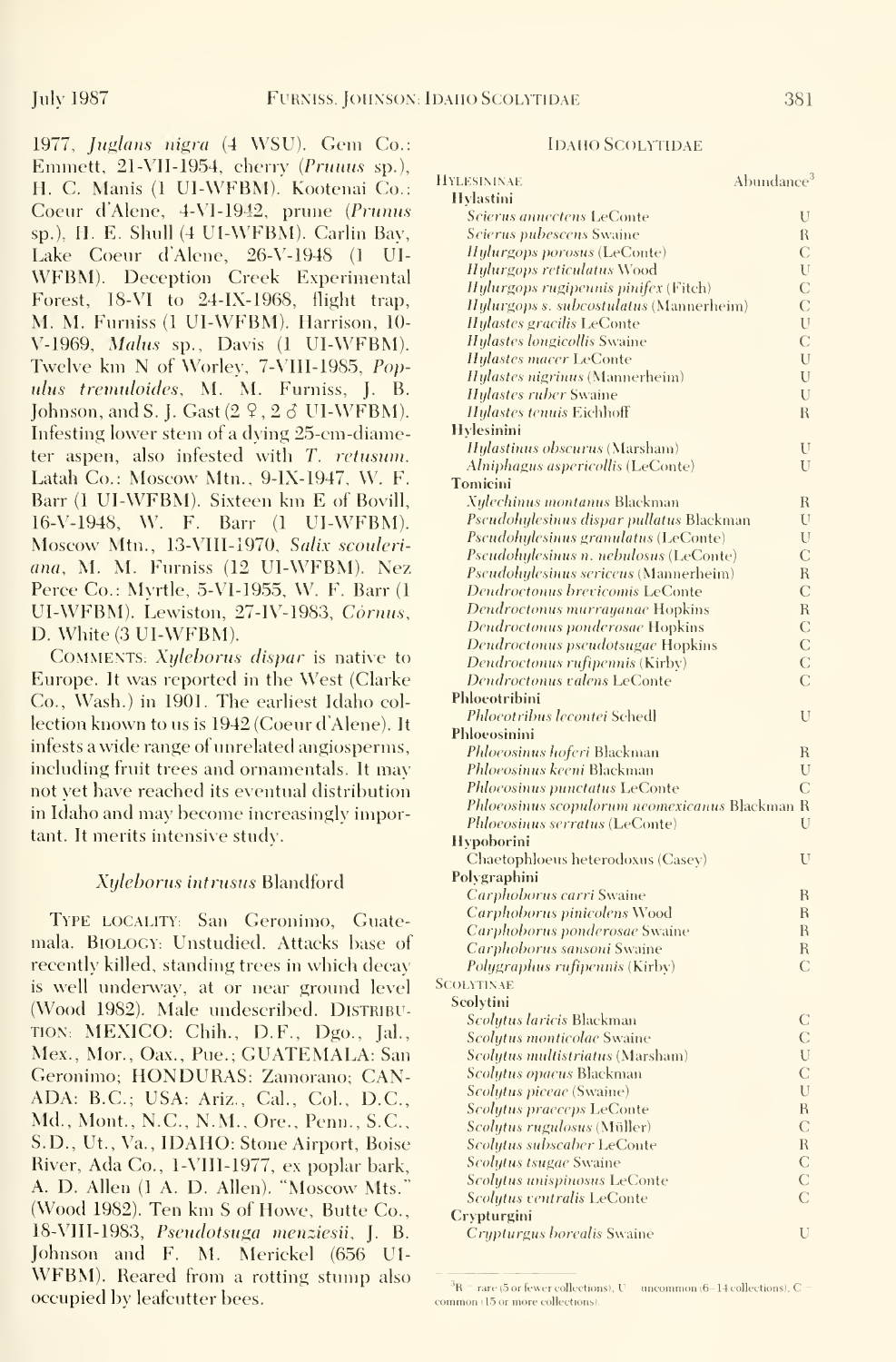1977, *Juglans nigra* (4 WSU). Gem Co.: Emmett, 21-VII-1954, cherry (*Prunus* sp.), H. C. Manis (1 UI-WFBM). Kootenai Co.: Coeur d'Alene, 4-VI-1942, prune (*Prunus* sp.), H. E. Shull (4 UI-WFBM). Carlin Bay, Lake Coeur d'Alene, 26-V-1948 (1 UI-WFBM). Deception Creek Experimental Forest, 18-VI to 24-IX-1968, flight trap, M. M. Furniss (1 UI-WFBM). Harrison, 10-V-1969, *Malus* sp., Davis (1 UI-WFBM). Twelve km N of Worley, 7-VIII-1985, *Populus tremuloides*, M. M. Furniss, J. B. Johnson, and S. J. Gast (2 ♀, 2 ♂ UI-WFBM). Infesting lower stem of a dying 25-cm-diameter aspen, also infested with *T. retusum*. Latah Co.: Moscow Mtn., 9-IX-1947, W. F. Barr (1 UI-WFBM). Sixteen km E of Bovill, 16-V-1948, W. F. Barr (1 UI-WFBM). Moscow Mtn., 13-VIII-1970, *Salix scouleriana*, M. M. Furniss (12 UI-WFBM). Nez Perce Co.: Myrtle, 5-VI-1955, W. F. Barr (1 UI-WFBM). Lewiston, 27-IV-1983, *Cornus*, D. White (3 UI-WFBM).

COMMENTS: *Xyleborus dispar* is native to Europe. It was reported in the West (Clarke Co., Wash.) in 1901. The earliest Idaho collection known to us is 1942 (Coeur d'Alene). It infests a wide range of unrelated angiosperms, including fruit trees and ornamentals. It may not yet have reached its eventual distribution in Idaho and may become increasingly important. It merits intensive study.

### *Xyleborus intrusus* Blandford

TYPE LOCALITY: San Geronimo, Guatemala. BIOLOGY: Unstudied. Attacks base of recently killed, standing trees in which decay is well underway, at or near ground level (Wood 1982). Male undescribed. DISTRIBUTION: MEXICO: Chih., D.F., Dgo., Jal., Mex., Mor., Oax., Pue.; GUATEMALA: San Geronimo; HONDURAS: Zamorano; CANADA: B.C.; USA: Ariz., Cal., Col., D.C., Md., Mont., N.C., N.M., Ore., Penn., S.C., S.D., Ut., Va., IDAHO: Stone Airport, Boise River, Ada Co., 1-VIII-1977, ex poplar bark, A. D. Allen (1 A. D. Allen). "Moscow Mts." (Wood 1982). Ten km S of Howe, Butte Co., 18-VIII-1983, *Pseudotsuga menziesii*, J. B. Johnson and F. M. Merickel (656 UI-WFBM). Reared from a rotting stump also occupied by leafcutter bees.

IDAHO SCOLYTIDAE

| HYLESININAE | Abundance[3] |
|---|---|
| **Hylastini** | |
| *Scierus annectens* LeConte | U |
| *Scierus pubescens* Swaine | R |
| *Hylurgops porosus* (LeConte) | C |
| *Hylurgops reticulatus* Wood | U |
| *Hylurgops rugipennis pinifex* (Fitch) | C |
| *Hylurgops s. subcostulatus* (Mannerheim) | C |
| *Hylastes gracilis* LeConte | U |
| *Hylastes longicollis* Swaine | C |
| *Hylastes macer* LeConte | U |
| *Hylastes nigrinus* (Mannerheim) | U |
| *Hylastes ruber* Swaine | U |
| *Hylastes tenuis* Eichhoff | R |
| **Hylesinini** | |
| *Hylastinus obscurus* (Marsham) | U |
| *Alniphagus aspericollis* (LeConte) | U |
| **Tomicini** | |
| *Xylechinus montanus* Blackman | R |
| *Pseudohylesinus dispar pullatus* Blackman | U |
| *Pseudohylesinus granulatus* (LeConte) | U |
| *Pseudohylesinus n. nebulosus* (LeConte) | C |
| *Pseudohylesinus sericeus* (Mannerheim) | R |
| *Dendroctonus brevicomis* LeConte | C |
| *Dendroctonus murrayanae* Hopkins | R |
| *Dendroctonus ponderosae* Hopkins | C |
| *Dendroctonus pseudotsugae* Hopkins | C |
| *Dendroctonus rufipennis* (Kirby) | C |
| *Dendroctonus valens* LeConte | C |
| **Phloeotribini** | |
| *Phloeotribus lecontei* Schedl | U |
| **Phloeosinini** | |
| *Phloeosinus hoferi* Blackman | R |
| *Phloeosinus keeni* Blackman | U |
| *Phloeosinus punctatus* LeConte | C |
| *Phloeosinus scopulorum neomexicanus* Blackman | R |
| *Phloeosinus serratus* (LeConte) | U |
| **Hypoborini** | |
| Chaetophloeus heterodoxus (Casey) | U |
| **Polygraphini** | |
| *Carphoborus carri* Swaine | R |
| *Carphoborus pinicolens* Wood | R |
| *Carphoborus ponderosae* Swaine | R |
| *Carphoborus sansoni* Swaine | R |
| *Polygraphus rufipennis* (Kirby) | C |
| SCOLYTINAE | |
| **Scolytini** | |
| *Scolytus laricis* Blackman | C |
| *Scolytus monticolae* Swaine | C |
| *Scolytus multistriatus* (Marsham) | U |
| *Scolytus opacus* Blackman | C |
| *Scolytus piceae* (Swaine) | U |
| *Scolytus praeceps* LeConte | R |
| *Scolytus rugulosus* (Müller) | C |
| *Scolytus subscaber* LeConte | R |
| *Scolytus tsugae* Swaine | C |
| *Scolytus unispinosus* LeConte | C |
| *Scolytus ventralis* LeConte | C |
| **Crypturgini** | |
| *Crypturgus borealis* Swaine | U |

[3]R = rare (5 or fewer collections), U = uncommon (6–14 collections), C = common (15 or more collections).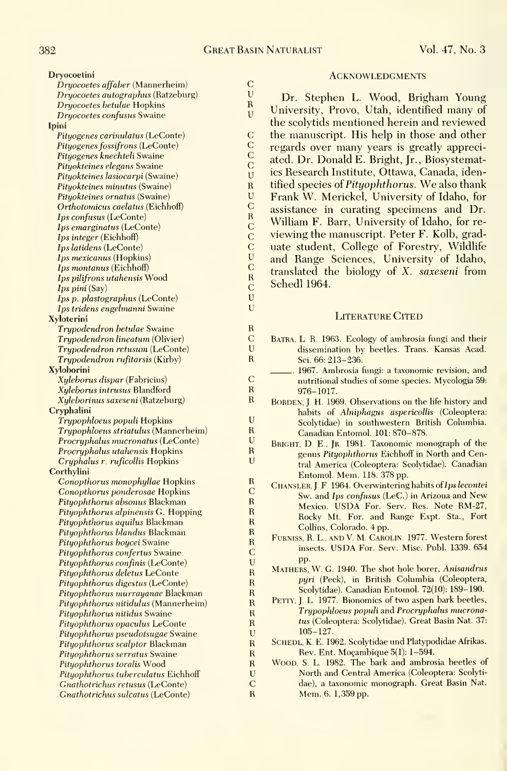| | |
|---|---|
| **Dryocoetini** | |
| *Dryocoetes affaber* (Mannerheim) | C |
| *Dryocoetes autographus* (Ratzeburg) | U |
| *Dryocoetes betulae* Hopkins | R |
| *Dryocoetes confusus* Swaine | U |
| **Ipini** | |
| *Pityogenes carinulatus* (LeConte) | C |
| *Pityogenes fossifrons* (LeConte) | C |
| *Pityogenes knechteli* Swaine | C |
| *Pityokteines elegans* Swaine | C |
| *Pityokteines lasiocarpi* (Swaine) | U |
| *Pityokteines minutus* (Swaine) | R |
| *Pityokteines ornatus* (Swaine) | U |
| *Orthotomicus caelatus* (Eichhoff) | C |
| *Ips confusus* (LeConte) | R |
| *Ips emarginatus* (LeConte) | C |
| *Ips integer* (Eichhoff) | C |
| *Ips latidens* (LeConte) | C |
| *Ips mexicanus* (Hopkins) | U |
| *Ips montanus* (Eichhoff) | C |
| *Ips pilifrons utahensis* Wood | R |
| *Ips pini* (Say) | C |
| *Ips p. plastographus* (LeConte) | U |
| *Ips tridens engelmanni* Swaine | U |
| **Xyloterini** | |
| *Trypodendron betulae* Swaine | R |
| *Trypodendron lineatum* (Olivier) | C |
| *Trypodendron retusum* (LeConte) | U |
| *Trypodendron rufitarsis* (Kirby) | R |
| **Xyloborini** | |
| *Xyleborus dispar* (Fabricius) | C |
| *Xyleborus intrusus* Blandford | R |
| *Xyleborinus saxeseni* (Ratzeburg) | R |
| **Cryphalini** | |
| *Trypophloeus populi* Hopkins | U |
| *Trypophloeus striatulus* (Mannerheim) | R |
| *Procryphalus mucronatus* (LeConte) | U |
| *Procryphalus utahensis* Hopkins | R |
| *Cryphalus r. ruficollis* Hopkins | U |
| **Corthylini** | |
| *Conopthorus monophyllae* Hopkins | R |
| *Conopthorus ponderosae* Hopkins | C |
| *Pityophthorus absonus* Blackman | R |
| *Pityophthorus alpinensis* G. Hopping | R |
| *Pityophthorus aquilus* Blackman | R |
| *Pityophthorus blandus* Blackman | R |
| *Pityophthorus boycei* Swaine | R |
| *Pityophthorus confertus* Swaine | C |
| *Pityophthorus confinis* (LeConte) | U |
| *Pityophthorus deletus* LeConte | R |
| *Pityophthorus digestus* (LeConte) | R |
| *Pityophthorus murrayanae* Blackman | R |
| *Pityophthorus nitidulus* (Mannerheim) | R |
| *Pityophthorus nitidus* Swaine | R |
| *Pityophthorus opaculus* LeConte | R |
| *Pityophthorus pseudotsugae* Swaine | U |
| *Pityophthorus scalptor* Blackman | R |
| *Pityophthorus serratus* Swaine | R |
| *Pityophthorus toralis* Wood | R |
| *Pityophthorus tuberculatus* Eichhoff | U |
| *Gnathotrichus retusus* (LeConte) | C |
| *Gnathotrichus sulcatus* (LeConte) | R |

## Acknowledgments

Dr. Stephen L. Wood, Brigham Young University, Provo, Utah, identified many of the scolytids mentioned herein and reviewed the manuscript. His help in those and other regards over many years is greatly appreciated. Dr. Donald E. Bright, Jr., Biosystematics Research Institute, Ottawa, Canada, identified species of *Pityophthorus*. We also thank Frank W. Merickel, University of Idaho, for assistance in curating specimens and Dr. William F. Barr, University of Idaho, for reviewing the manuscript. Peter F. Kolb, graduate student, College of Forestry, Wildlife and Range Sciences, University of Idaho, translated the biology of *X. saxeseni* from Schedl 1964.

## Literature Cited

Batra, L. R. 1963. Ecology of ambrosia fungi and their dissemination by beetles. Trans. Kansas Acad. Sci. 66: 213–236.

\_\_\_\_\_. 1967. Ambrosia fungi: a taxonomic revision, and nutritional studies of some species. Mycologia 59: 976–1017.

Borden, J. H. 1969. Observations on the life history and habits of *Alniphagus aspericollis* (Coleoptera: Scolytidae) in southwestern British Columbia. Canadian Entomol. 101: 870–878.

Bright, D. E., Jr. 1981. Taxonomic monograph of the genus *Pityophthorus* Eichhoff in North and Central America (Coleoptera: Scolytidae). Canadian Entomol. Mem. 118. 378 pp.

Chansler, J. F. 1964. Overwintering habits of *Ips lecontei* Sw. and *Ips confusus* (LeC.) in Arizona and New Mexico. USDA For. Serv. Res. Note RM-27, Rocky Mt. For. and Range Expt. Sta., Fort Collins, Colorado. 4 pp.

Furniss, R. L., and V. M. Carolin. 1977. Western forest insects. USDA For. Serv. Misc. Publ. 1339. 654 pp.

Mathers, W. G. 1940. The shot hole borer, *Anisandrus pyri* (Peck), in British Columbia (Coleoptera, Scolytidae). Canadian Entomol. 72(10): 189–190.

Petty, J. L. 1977. Bionomics of two aspen bark beetles, *Trypophloeus populi* and *Procryphalus mucronatus* (Coleoptera: Scolytidae). Great Basin Nat. 37: 105–127.

Schedl, K. E. 1962. Scolytidae und Platypodidae Afrikas. Rev. Ent. Moçambique 5(1): 1–594.

Wood, S. L. 1982. The bark and ambrosia beetles of North and Central America (Coleoptera: Scolytidae), a taxonomic monograph. Great Basin Nat. Mem. 6. 1,359 pp.